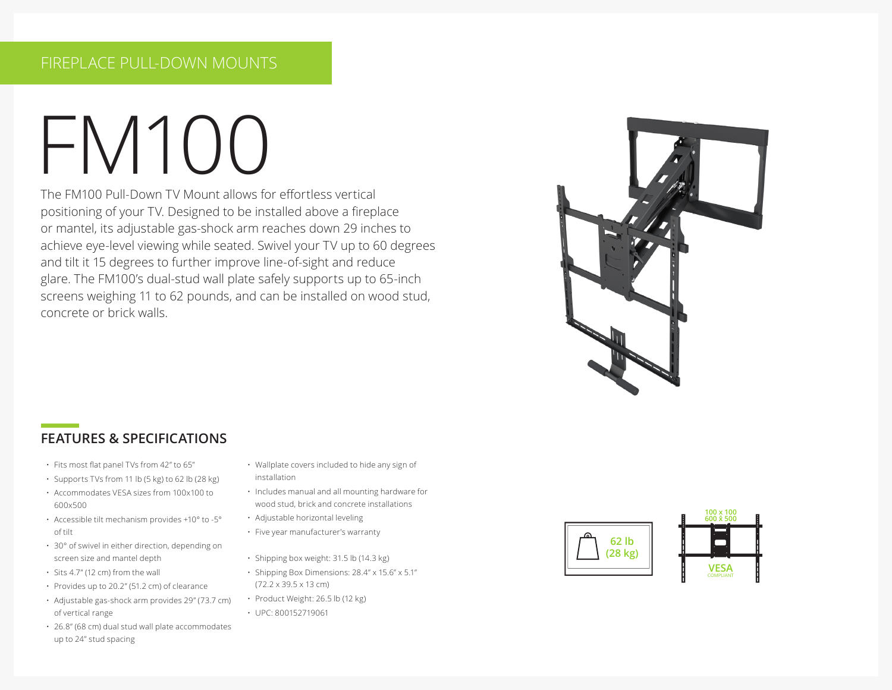FIREPLACE PULL-DOWN MOUNTS

# FM100

The FM100 Pull-Down TV Mount allows for effortless vertical positioning of your TV. Designed to be installed above a fireplace or mantel, its adjustable gas-shock arm reaches down 29 inches to achieve eye-level viewing while seated. Swivel your TV up to 60 degrees and tilt it 15 degrees to further improve line-of-sight and reduce glare. The FM100's dual-stud wall plate safely supports up to 65-inch screens weighing 11 to 62 pounds, and can be installed on wood stud, concrete or brick walls.

## FEATURES & SPECIFICATIONS

- Fits most flat panel TVs from 42" to 65"
- Supports TVs from 11 lb (5 kg) to 62 lb (28 kg)
- Accommodates VESA sizes from 100x100 to 600x500
- Accessible tilt mechanism provides +10° to -5° of tilt
- 30° of swivel in either direction, depending on screen size and mantel depth
- Sits 4.7" (12 cm) from the wall
- Provides up to 20.2" (51.2 cm) of clearance
- Adjustable gas-shock arm provides 29" (73.7 cm) of vertical range
- 26.8" (68 cm) dual stud wall plate accommodates up to 24" stud spacing
- Wallplate covers included to hide any sign of installation
- Includes manual and all mounting hardware for wood stud, brick and concrete installations
- Adjustable horizontal leveling
- Five year manufacturer's warranty

- Shipping box weight: 31.5 lb (14.3 kg)
- Shipping Box Dimensions: 28.4" x 15.6" x 5.1" (72.2 x 39.5 x 13 cm)
- Product Weight: 26.5 lb (12 kg)
- UPC: 800152719061

62 lb (28 kg)

100 x 100
600 x 500
VESA COMPLIANT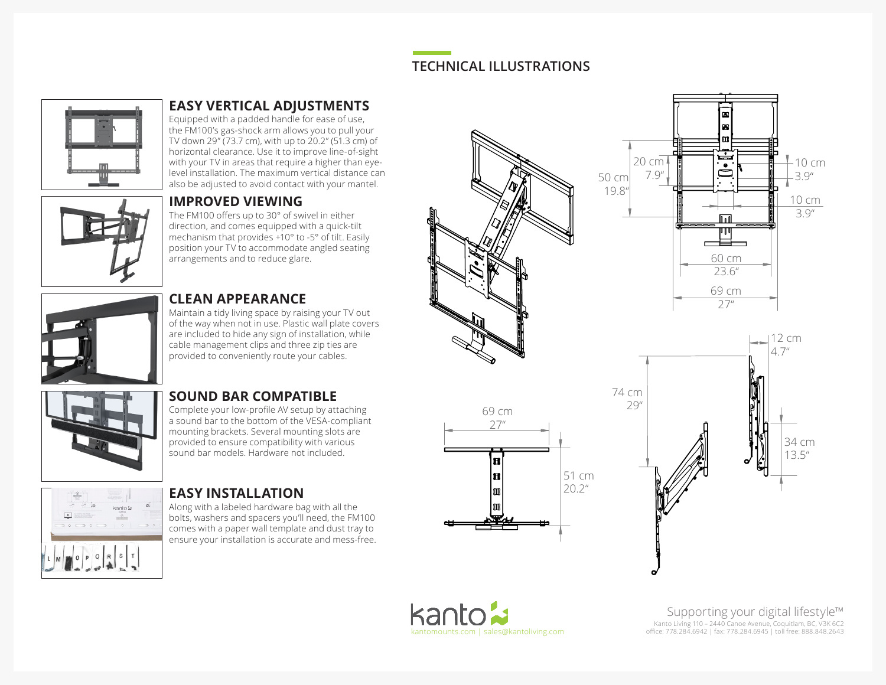## EASY VERTICAL ADJUSTMENTS

Equipped with a padded handle for ease of use, the FM100's gas-shock arm allows you to pull your TV down 29" (73.7 cm), with up to 20.2" (51.3 cm) of horizontal clearance. Use it to improve line-of-sight with your TV in areas that require a higher than eye-level installation. The maximum vertical distance can also be adjusted to avoid contact with your mantel.

## IMPROVED VIEWING

The FM100 offers up to 30° of swivel in either direction, and comes equipped with a quick-tilt mechanism that provides +10° to -5° of tilt. Easily position your TV to accommodate angled seating arrangements and to reduce glare.

## CLEAN APPEARANCE

Maintain a tidy living space by raising your TV out of the way when not in use. Plastic wall plate covers are included to hide any sign of installation, while cable management clips and three zip ties are provided to conveniently route your cables.

## SOUND BAR COMPATIBLE

Complete your low-profile AV setup by attaching a sound bar to the bottom of the VESA-compliant mounting brackets. Several mounting slots are provided to ensure compatibility with various sound bar models. Hardware not included.

## EASY INSTALLATION

Along with a labeled hardware bag with all the bolts, washers and spacers you'll need, the FM100 comes with a paper wall template and dust tray to ensure your installation is accurate and mess-free.

## TECHNICAL ILLUSTRATIONS

20 cm
7.9"

50 cm
19.8"

10 cm
3.9"

10 cm
3.9"

60 cm
23.6"

69 cm
27"

12 cm
4.7"

74 cm
29"

34 cm
13.5"

69 cm
27"

51 cm
20.2"

kanto

kantomounts.com | sales@kantoliving.com

Supporting your digital lifestyle™

Kanto Living 110 – 2440 Canoe Avenue, Coquitlam, BC, V3K 6C2
office: 778.284.6942 | fax: 778.284.6945 | toll free: 888.848.2643